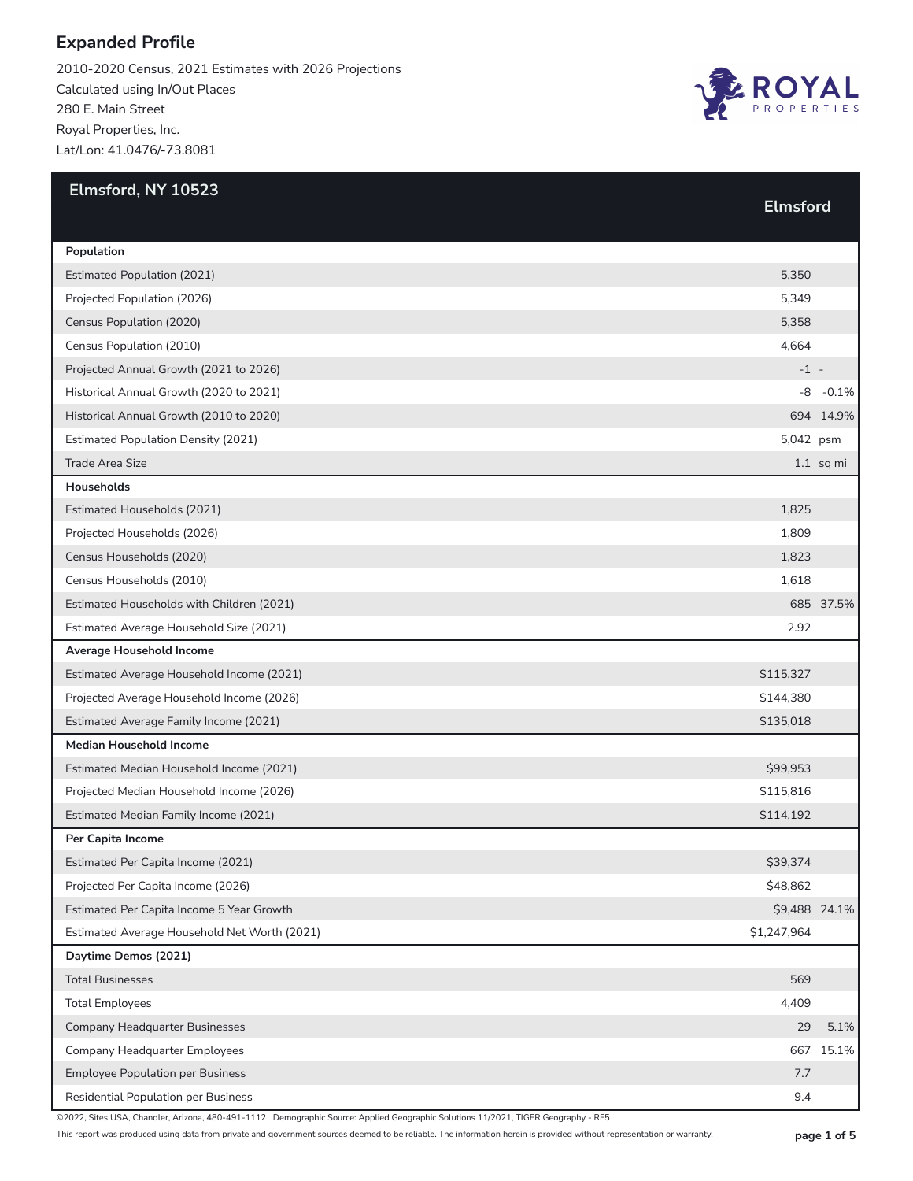# Expanded Profile

2010-2020 Census, 2021 Estimates with 2026 Projections
Calculated using In/Out Places
280 E. Main Street
Royal Properties, Inc.
Lat/Lon: 41.0476/-73.8081

## Elmsford, NY 10523

| | Elmsford | |
|---|---|---|
| **Population** | | |
| Estimated Population (2021) | 5,350 | |
| Projected Population (2026) | 5,349 | |
| Census Population (2020) | 5,358 | |
| Census Population (2010) | 4,664 | |
| Projected Annual Growth (2021 to 2026) | -1 | - |
| Historical Annual Growth (2020 to 2021) | -8 | -0.1% |
| Historical Annual Growth (2010 to 2020) | 694 | 14.9% |
| Estimated Population Density (2021) | 5,042 | psm |
| Trade Area Size | 1.1 | sq mi |
| **Households** | | |
| Estimated Households (2021) | 1,825 | |
| Projected Households (2026) | 1,809 | |
| Census Households (2020) | 1,823 | |
| Census Households (2010) | 1,618 | |
| Estimated Households with Children (2021) | 685 | 37.5% |
| Estimated Average Household Size (2021) | 2.92 | |
| **Average Household Income** | | |
| Estimated Average Household Income (2021) | $115,327 | |
| Projected Average Household Income (2026) | $144,380 | |
| Estimated Average Family Income (2021) | $135,018 | |
| **Median Household Income** | | |
| Estimated Median Household Income (2021) | $99,953 | |
| Projected Median Household Income (2026) | $115,816 | |
| Estimated Median Family Income (2021) | $114,192 | |
| **Per Capita Income** | | |
| Estimated Per Capita Income (2021) | $39,374 | |
| Projected Per Capita Income (2026) | $48,862 | |
| Estimated Per Capita Income 5 Year Growth | $9,488 | 24.1% |
| Estimated Average Household Net Worth (2021) | $1,247,964 | |
| **Daytime Demos (2021)** | | |
| Total Businesses | 569 | |
| Total Employees | 4,409 | |
| Company Headquarter Businesses | 29 | 5.1% |
| Company Headquarter Employees | 667 | 15.1% |
| Employee Population per Business | 7.7 | |
| Residential Population per Business | 9.4 | |

©2022, Sites USA, Chandler, Arizona, 480-491-1112 Demographic Source: Applied Geographic Solutions 11/2021, TIGER Geography - RF5

This report was produced using data from private and government sources deemed to be reliable. The information herein is provided without representation or warranty.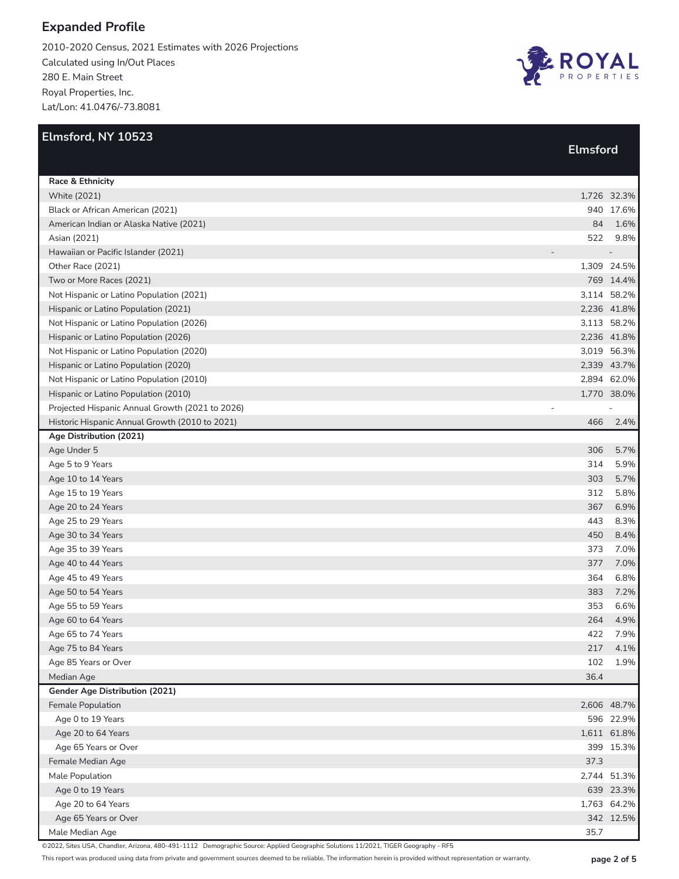# Expanded Profile

2010-2020 Census, 2021 Estimates with 2026 Projections
Calculated using In/Out Places
280 E. Main Street
Royal Properties, Inc.
Lat/Lon: 41.0476/-73.8081

## Elmsford, NY 10523

| | Elmsford | |
|---|---|---|
| **Race & Ethnicity** | | |
| White (2021) | 1,726 | 32.3% |
| Black or African American (2021) | 940 | 17.6% |
| American Indian or Alaska Native (2021) | 84 | 1.6% |
| Asian (2021) | 522 | 9.8% |
| Hawaiian or Pacific Islander (2021) | - | - |
| Other Race (2021) | 1,309 | 24.5% |
| Two or More Races (2021) | 769 | 14.4% |
| Not Hispanic or Latino Population (2021) | 3,114 | 58.2% |
| Hispanic or Latino Population (2021) | 2,236 | 41.8% |
| Not Hispanic or Latino Population (2026) | 3,113 | 58.2% |
| Hispanic or Latino Population (2026) | 2,236 | 41.8% |
| Not Hispanic or Latino Population (2020) | 3,019 | 56.3% |
| Hispanic or Latino Population (2020) | 2,339 | 43.7% |
| Not Hispanic or Latino Population (2010) | 2,894 | 62.0% |
| Hispanic or Latino Population (2010) | 1,770 | 38.0% |
| Projected Hispanic Annual Growth (2021 to 2026) | - | - |
| Historic Hispanic Annual Growth (2010 to 2021) | 466 | 2.4% |
| **Age Distribution (2021)** | | |
| Age Under 5 | 306 | 5.7% |
| Age 5 to 9 Years | 314 | 5.9% |
| Age 10 to 14 Years | 303 | 5.7% |
| Age 15 to 19 Years | 312 | 5.8% |
| Age 20 to 24 Years | 367 | 6.9% |
| Age 25 to 29 Years | 443 | 8.3% |
| Age 30 to 34 Years | 450 | 8.4% |
| Age 35 to 39 Years | 373 | 7.0% |
| Age 40 to 44 Years | 377 | 7.0% |
| Age 45 to 49 Years | 364 | 6.8% |
| Age 50 to 54 Years | 383 | 7.2% |
| Age 55 to 59 Years | 353 | 6.6% |
| Age 60 to 64 Years | 264 | 4.9% |
| Age 65 to 74 Years | 422 | 7.9% |
| Age 75 to 84 Years | 217 | 4.1% |
| Age 85 Years or Over | 102 | 1.9% |
| Median Age | 36.4 | |
| **Gender Age Distribution (2021)** | | |
| Female Population | 2,606 | 48.7% |
| Age 0 to 19 Years | 596 | 22.9% |
| Age 20 to 64 Years | 1,611 | 61.8% |
| Age 65 Years or Over | 399 | 15.3% |
| Female Median Age | 37.3 | |
| Male Population | 2,744 | 51.3% |
| Age 0 to 19 Years | 639 | 23.3% |
| Age 20 to 64 Years | 1,763 | 64.2% |
| Age 65 Years or Over | 342 | 12.5% |
| Male Median Age | 35.7 | |

©2022, Sites USA, Chandler, Arizona, 480-491-1112 Demographic Source: Applied Geographic Solutions 11/2021, TIGER Geography - RF5

This report was produced using data from private and government sources deemed to be reliable. The information herein is provided without representation or warranty.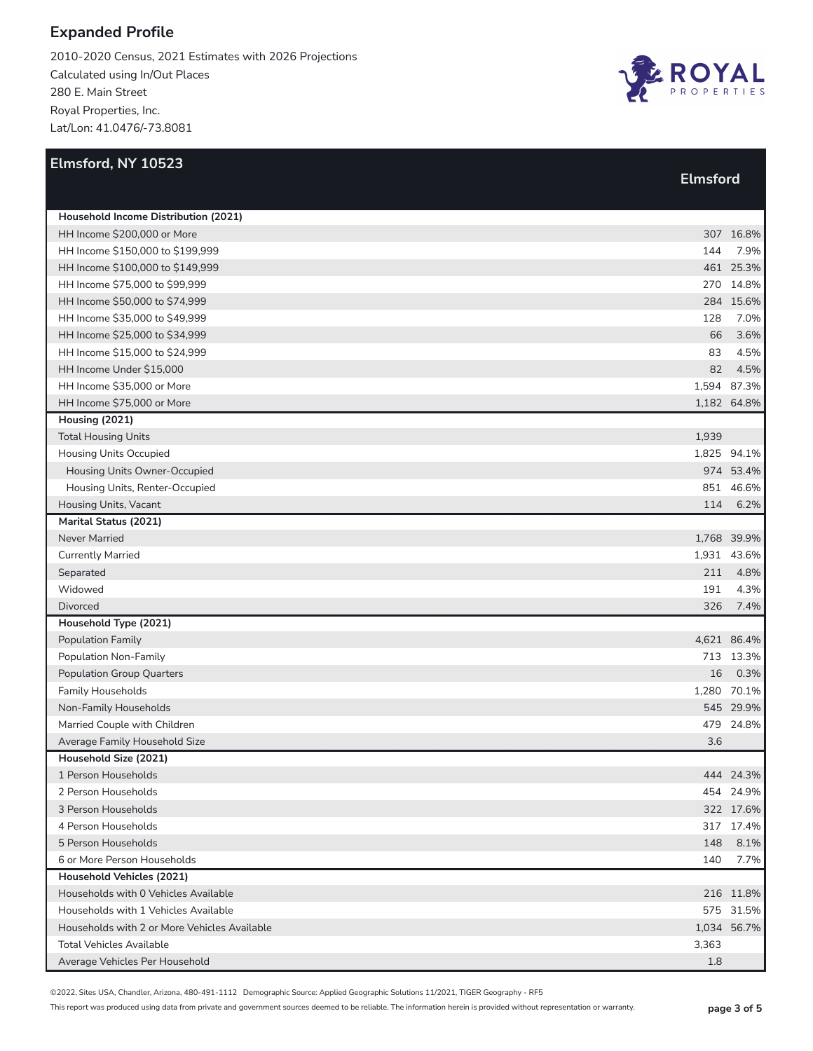# Expanded Profile

2010-2020 Census, 2021 Estimates with 2026 Projections
Calculated using In/Out Places
280 E. Main Street
Royal Properties, Inc.
Lat/Lon: 41.0476/-73.8081

## Elmsford, NY 10523

| | Elmsford | |
|---|---|---|
| **Household Income Distribution (2021)** | | |
| HH Income $200,000 or More | 307 | 16.8% |
| HH Income $150,000 to $199,999 | 144 | 7.9% |
| HH Income $100,000 to $149,999 | 461 | 25.3% |
| HH Income $75,000 to $99,999 | 270 | 14.8% |
| HH Income $50,000 to $74,999 | 284 | 15.6% |
| HH Income $35,000 to $49,999 | 128 | 7.0% |
| HH Income $25,000 to $34,999 | 66 | 3.6% |
| HH Income $15,000 to $24,999 | 83 | 4.5% |
| HH Income Under $15,000 | 82 | 4.5% |
| HH Income $35,000 or More | 1,594 | 87.3% |
| HH Income $75,000 or More | 1,182 | 64.8% |
| **Housing (2021)** | | |
| Total Housing Units | 1,939 | |
| Housing Units Occupied | 1,825 | 94.1% |
| Housing Units Owner-Occupied | 974 | 53.4% |
| Housing Units, Renter-Occupied | 851 | 46.6% |
| Housing Units, Vacant | 114 | 6.2% |
| **Marital Status (2021)** | | |
| Never Married | 1,768 | 39.9% |
| Currently Married | 1,931 | 43.6% |
| Separated | 211 | 4.8% |
| Widowed | 191 | 4.3% |
| Divorced | 326 | 7.4% |
| **Household Type (2021)** | | |
| Population Family | 4,621 | 86.4% |
| Population Non-Family | 713 | 13.3% |
| Population Group Quarters | 16 | 0.3% |
| Family Households | 1,280 | 70.1% |
| Non-Family Households | 545 | 29.9% |
| Married Couple with Children | 479 | 24.8% |
| Average Family Household Size | 3.6 | |
| **Household Size (2021)** | | |
| 1 Person Households | 444 | 24.3% |
| 2 Person Households | 454 | 24.9% |
| 3 Person Households | 322 | 17.6% |
| 4 Person Households | 317 | 17.4% |
| 5 Person Households | 148 | 8.1% |
| 6 or More Person Households | 140 | 7.7% |
| **Household Vehicles (2021)** | | |
| Households with 0 Vehicles Available | 216 | 11.8% |
| Households with 1 Vehicles Available | 575 | 31.5% |
| Households with 2 or More Vehicles Available | 1,034 | 56.7% |
| Total Vehicles Available | 3,363 | |
| Average Vehicles Per Household | 1.8 | |

©2022, Sites USA, Chandler, Arizona, 480-491-1112 Demographic Source: Applied Geographic Solutions 11/2021, TIGER Geography - RF5

This report was produced using data from private and government sources deemed to be reliable. The information herein is provided without representation or warranty.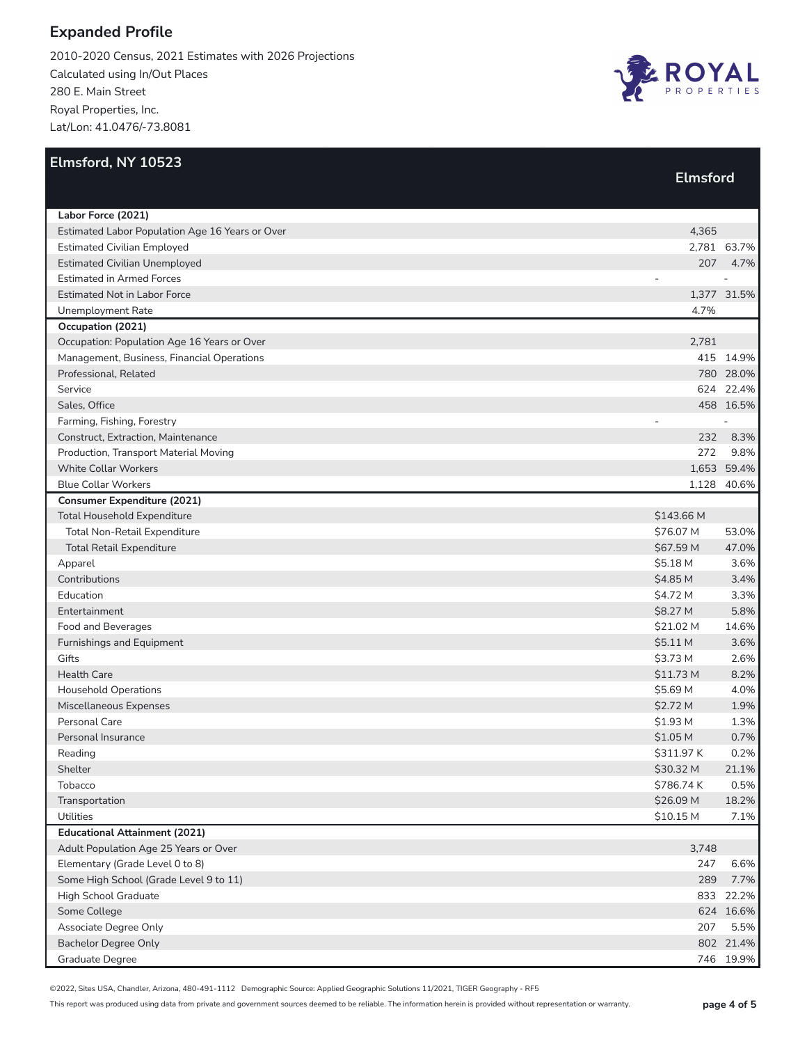## Expanded Profile

2010-2020 Census, 2021 Estimates with 2026 Projections
Calculated using In/Out Places
280 E. Main Street
Royal Properties, Inc.
Lat/Lon: 41.0476/-73.8081

### Elmsford, NY 10523

| | Elmsford | |
|---|---|---|
| **Labor Force (2021)** | | |
| Estimated Labor Population Age 16 Years or Over | 4,365 | |
| Estimated Civilian Employed | 2,781 | 63.7% |
| Estimated Civilian Unemployed | 207 | 4.7% |
| Estimated in Armed Forces | - | - |
| Estimated Not in Labor Force | 1,377 | 31.5% |
| Unemployment Rate | 4.7% | |
| **Occupation (2021)** | | |
| Occupation: Population Age 16 Years or Over | 2,781 | |
| Management, Business, Financial Operations | 415 | 14.9% |
| Professional, Related | 780 | 28.0% |
| Service | 624 | 22.4% |
| Sales, Office | 458 | 16.5% |
| Farming, Fishing, Forestry | - | - |
| Construct, Extraction, Maintenance | 232 | 8.3% |
| Production, Transport Material Moving | 272 | 9.8% |
| White Collar Workers | 1,653 | 59.4% |
| Blue Collar Workers | 1,128 | 40.6% |
| **Consumer Expenditure (2021)** | | |
| Total Household Expenditure | $143.66 M | |
| Total Non-Retail Expenditure | $76.07 M | 53.0% |
| Total Retail Expenditure | $67.59 M | 47.0% |
| Apparel | $5.18 M | 3.6% |
| Contributions | $4.85 M | 3.4% |
| Education | $4.72 M | 3.3% |
| Entertainment | $8.27 M | 5.8% |
| Food and Beverages | $21.02 M | 14.6% |
| Furnishings and Equipment | $5.11 M | 3.6% |
| Gifts | $3.73 M | 2.6% |
| Health Care | $11.73 M | 8.2% |
| Household Operations | $5.69 M | 4.0% |
| Miscellaneous Expenses | $2.72 M | 1.9% |
| Personal Care | $1.93 M | 1.3% |
| Personal Insurance | $1.05 M | 0.7% |
| Reading | $311.97 K | 0.2% |
| Shelter | $30.32 M | 21.1% |
| Tobacco | $786.74 K | 0.5% |
| Transportation | $26.09 M | 18.2% |
| Utilities | $10.15 M | 7.1% |
| **Educational Attainment (2021)** | | |
| Adult Population Age 25 Years or Over | 3,748 | |
| Elementary (Grade Level 0 to 8) | 247 | 6.6% |
| Some High School (Grade Level 9 to 11) | 289 | 7.7% |
| High School Graduate | 833 | 22.2% |
| Some College | 624 | 16.6% |
| Associate Degree Only | 207 | 5.5% |
| Bachelor Degree Only | 802 | 21.4% |
| Graduate Degree | 746 | 19.9% |

©2022, Sites USA, Chandler, Arizona, 480-491-1112 Demographic Source: Applied Geographic Solutions 11/2021, TIGER Geography - RF5

This report was produced using data from private and government sources deemed to be reliable. The information herein is provided without representation or warranty.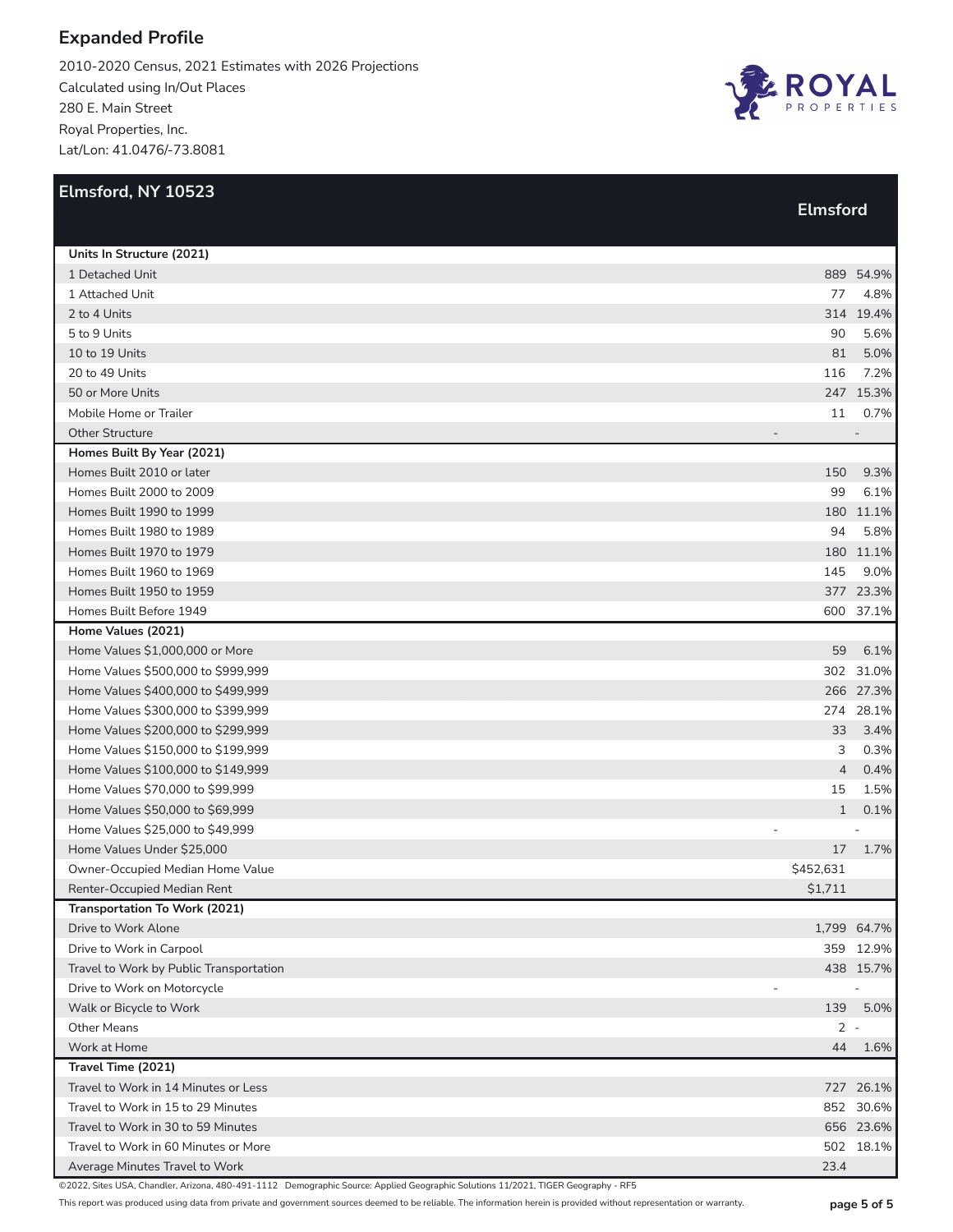## Expanded Profile

2010-2020 Census, 2021 Estimates with 2026 Projections
Calculated using In/Out Places
280 E. Main Street
Royal Properties, Inc.
Lat/Lon: 41.0476/-73.8081

### Elmsford, NY 10523

| | Elmsford | |
|---|---|---|
| **Units In Structure (2021)** | | |
| 1 Detached Unit | 889 | 54.9% |
| 1 Attached Unit | 77 | 4.8% |
| 2 to 4 Units | 314 | 19.4% |
| 5 to 9 Units | 90 | 5.6% |
| 10 to 19 Units | 81 | 5.0% |
| 20 to 49 Units | 116 | 7.2% |
| 50 or More Units | 247 | 15.3% |
| Mobile Home or Trailer | 11 | 0.7% |
| Other Structure | - | - |
| **Homes Built By Year (2021)** | | |
| Homes Built 2010 or later | 150 | 9.3% |
| Homes Built 2000 to 2009 | 99 | 6.1% |
| Homes Built 1990 to 1999 | 180 | 11.1% |
| Homes Built 1980 to 1989 | 94 | 5.8% |
| Homes Built 1970 to 1979 | 180 | 11.1% |
| Homes Built 1960 to 1969 | 145 | 9.0% |
| Homes Built 1950 to 1959 | 377 | 23.3% |
| Homes Built Before 1949 | 600 | 37.1% |
| **Home Values (2021)** | | |
| Home Values $1,000,000 or More | 59 | 6.1% |
| Home Values $500,000 to $999,999 | 302 | 31.0% |
| Home Values $400,000 to $499,999 | 266 | 27.3% |
| Home Values $300,000 to $399,999 | 274 | 28.1% |
| Home Values $200,000 to $299,999 | 33 | 3.4% |
| Home Values $150,000 to $199,999 | 3 | 0.3% |
| Home Values $100,000 to $149,999 | 4 | 0.4% |
| Home Values $70,000 to $99,999 | 15 | 1.5% |
| Home Values $50,000 to $69,999 | 1 | 0.1% |
| Home Values $25,000 to $49,999 | - | - |
| Home Values Under $25,000 | 17 | 1.7% |
| Owner-Occupied Median Home Value | $452,631 | |
| Renter-Occupied Median Rent | $1,711 | |
| **Transportation To Work (2021)** | | |
| Drive to Work Alone | 1,799 | 64.7% |
| Drive to Work in Carpool | 359 | 12.9% |
| Travel to Work by Public Transportation | 438 | 15.7% |
| Drive to Work on Motorcycle | - | - |
| Walk or Bicycle to Work | 139 | 5.0% |
| Other Means | 2 | - |
| Work at Home | 44 | 1.6% |
| **Travel Time (2021)** | | |
| Travel to Work in 14 Minutes or Less | 727 | 26.1% |
| Travel to Work in 15 to 29 Minutes | 852 | 30.6% |
| Travel to Work in 30 to 59 Minutes | 656 | 23.6% |
| Travel to Work in 60 Minutes or More | 502 | 18.1% |
| Average Minutes Travel to Work | 23.4 | |

©2022, Sites USA, Chandler, Arizona, 480-491-1112 Demographic Source: Applied Geographic Solutions 11/2021, TIGER Geography - RF5

This report was produced using data from private and government sources deemed to be reliable. The information herein is provided without representation or warranty.